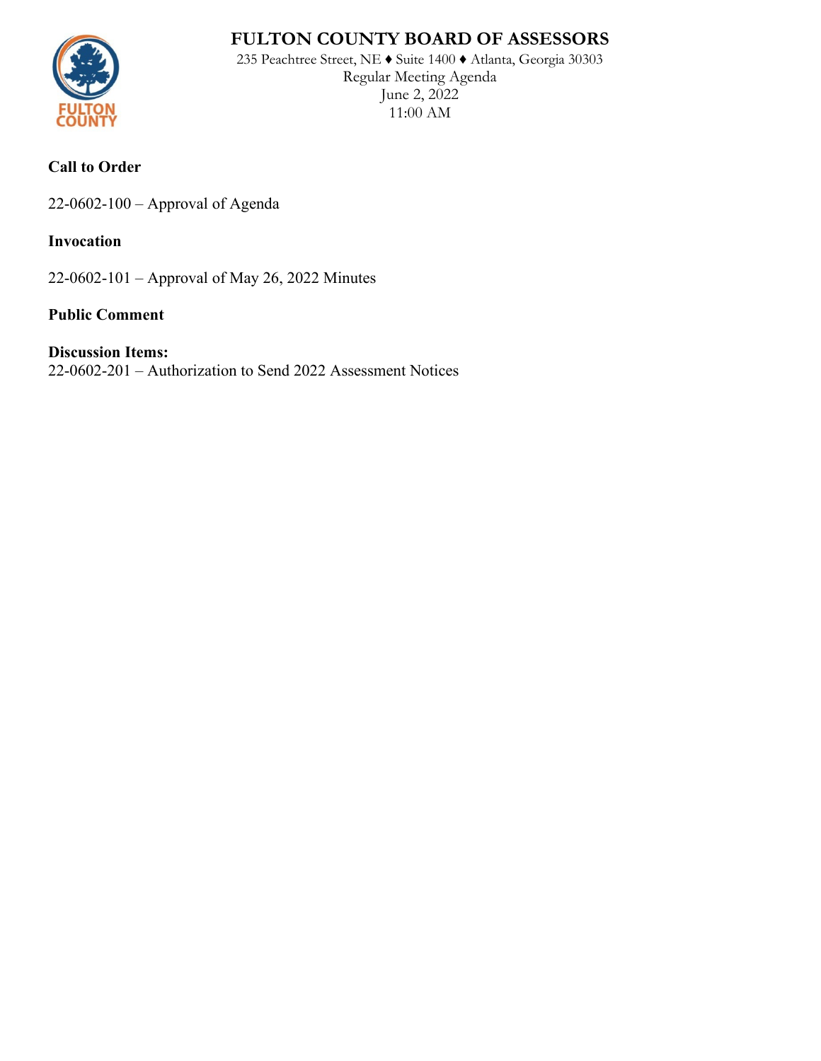# FULTON COUNTY BOARD OF ASSESSORS

235 Peachtree Street, NE ♦ Suite 1400 ♦ Atlanta, Georgia 30303

Regular Meeting Agenda

June 2, 2022

11:00 AM

**Call to Order**

22-0602-100 – Approval of Agenda

**Invocation**

22-0602-101 – Approval of May 26, 2022 Minutes

**Public Comment**

**Discussion Items:**

22-0602-201 – Authorization to Send 2022 Assessment Notices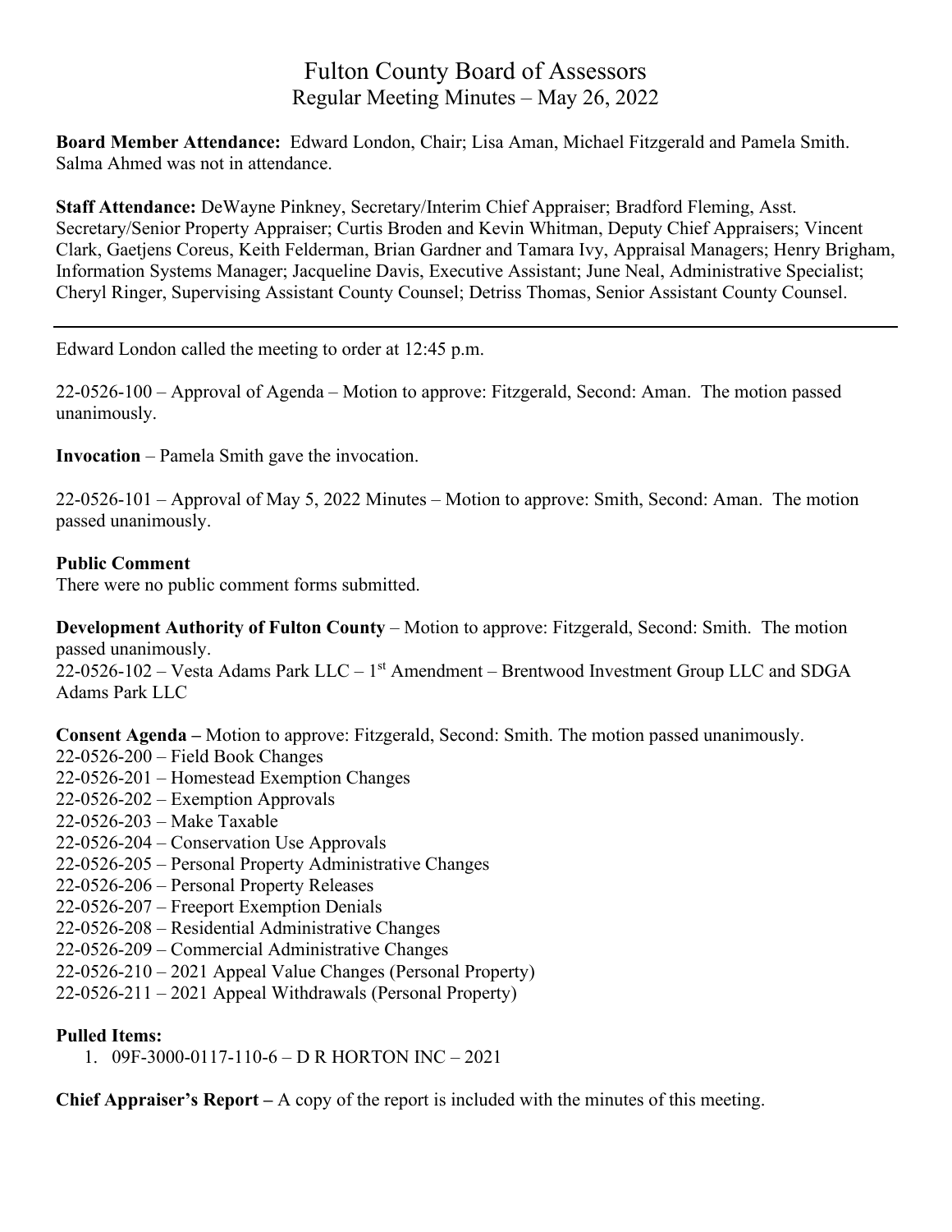# Fulton County Board of Assessors

## Regular Meeting Minutes – May 26, 2022

**Board Member Attendance:** Edward London, Chair; Lisa Aman, Michael Fitzgerald and Pamela Smith. Salma Ahmed was not in attendance.

**Staff Attendance:** DeWayne Pinkney, Secretary/Interim Chief Appraiser; Bradford Fleming, Asst. Secretary/Senior Property Appraiser; Curtis Broden and Kevin Whitman, Deputy Chief Appraisers; Vincent Clark, Gaetjens Coreus, Keith Felderman, Brian Gardner and Tamara Ivy, Appraisal Managers; Henry Brigham, Information Systems Manager; Jacqueline Davis, Executive Assistant; June Neal, Administrative Specialist; Cheryl Ringer, Supervising Assistant County Counsel; Detriss Thomas, Senior Assistant County Counsel.

---

Edward London called the meeting to order at 12:45 p.m.

22-0526-100 – Approval of Agenda – Motion to approve: Fitzgerald, Second: Aman. The motion passed unanimously.

**Invocation** – Pamela Smith gave the invocation.

22-0526-101 – Approval of May 5, 2022 Minutes – Motion to approve: Smith, Second: Aman. The motion passed unanimously.

**Public Comment**
There were no public comment forms submitted.

**Development Authority of Fulton County** – Motion to approve: Fitzgerald, Second: Smith. The motion passed unanimously.
22-0526-102 – Vesta Adams Park LLC – 1st Amendment – Brentwood Investment Group LLC and SDGA Adams Park LLC

**Consent Agenda –** Motion to approve: Fitzgerald, Second: Smith. The motion passed unanimously.
22-0526-200 – Field Book Changes
22-0526-201 – Homestead Exemption Changes
22-0526-202 – Exemption Approvals
22-0526-203 – Make Taxable
22-0526-204 – Conservation Use Approvals
22-0526-205 – Personal Property Administrative Changes
22-0526-206 – Personal Property Releases
22-0526-207 – Freeport Exemption Denials
22-0526-208 – Residential Administrative Changes
22-0526-209 – Commercial Administrative Changes
22-0526-210 – 2021 Appeal Value Changes (Personal Property)
22-0526-211 – 2021 Appeal Withdrawals (Personal Property)

**Pulled Items:**

1. 09F-3000-0117-110-6 – D R HORTON INC – 2021

**Chief Appraiser's Report –** A copy of the report is included with the minutes of this meeting.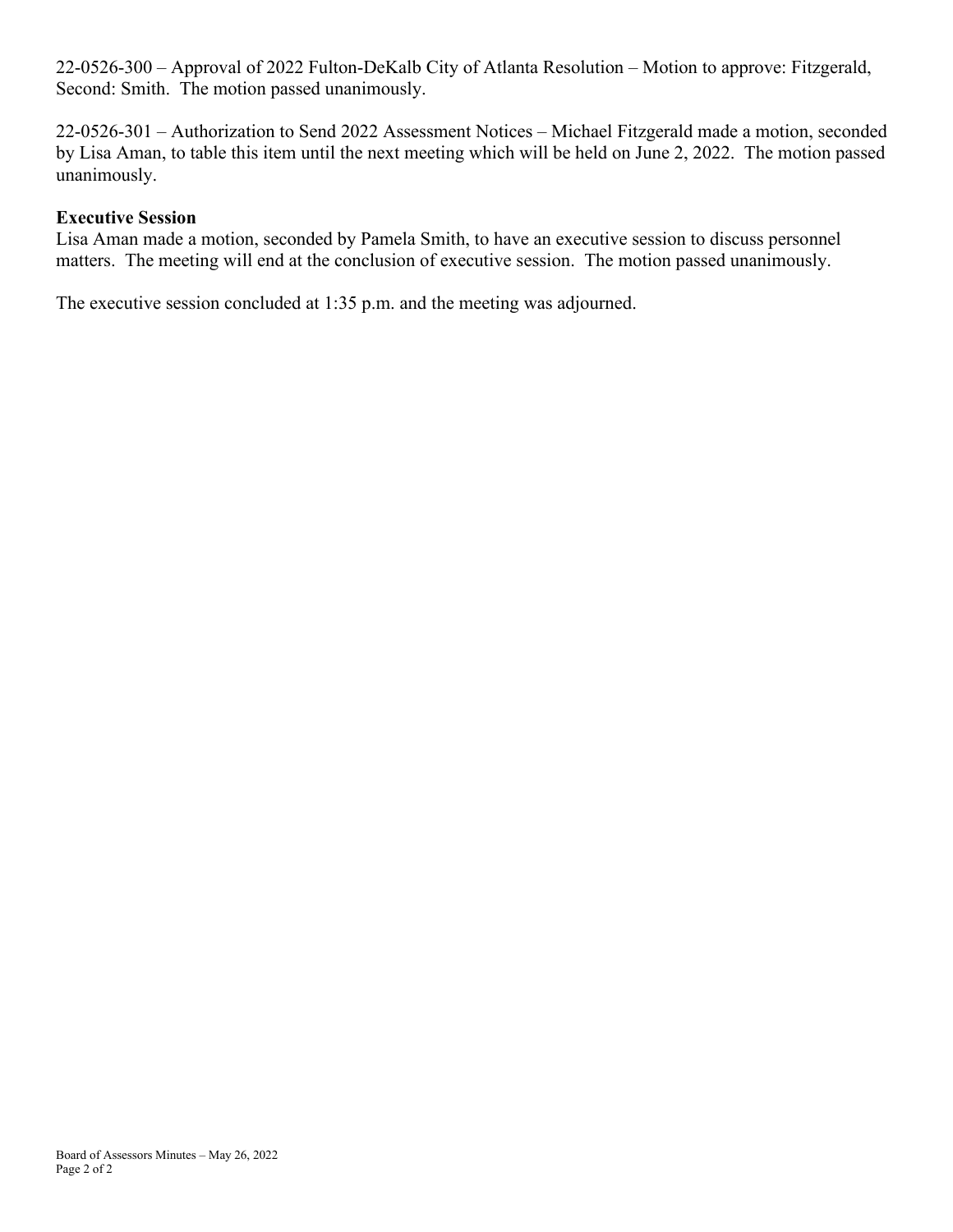22-0526-300 – Approval of 2022 Fulton-DeKalb City of Atlanta Resolution – Motion to approve: Fitzgerald, Second: Smith. The motion passed unanimously.

22-0526-301 – Authorization to Send 2022 Assessment Notices – Michael Fitzgerald made a motion, seconded by Lisa Aman, to table this item until the next meeting which will be held on June 2, 2022. The motion passed unanimously.

**Executive Session**

Lisa Aman made a motion, seconded by Pamela Smith, to have an executive session to discuss personnel matters. The meeting will end at the conclusion of executive session. The motion passed unanimously.

The executive session concluded at 1:35 p.m. and the meeting was adjourned.